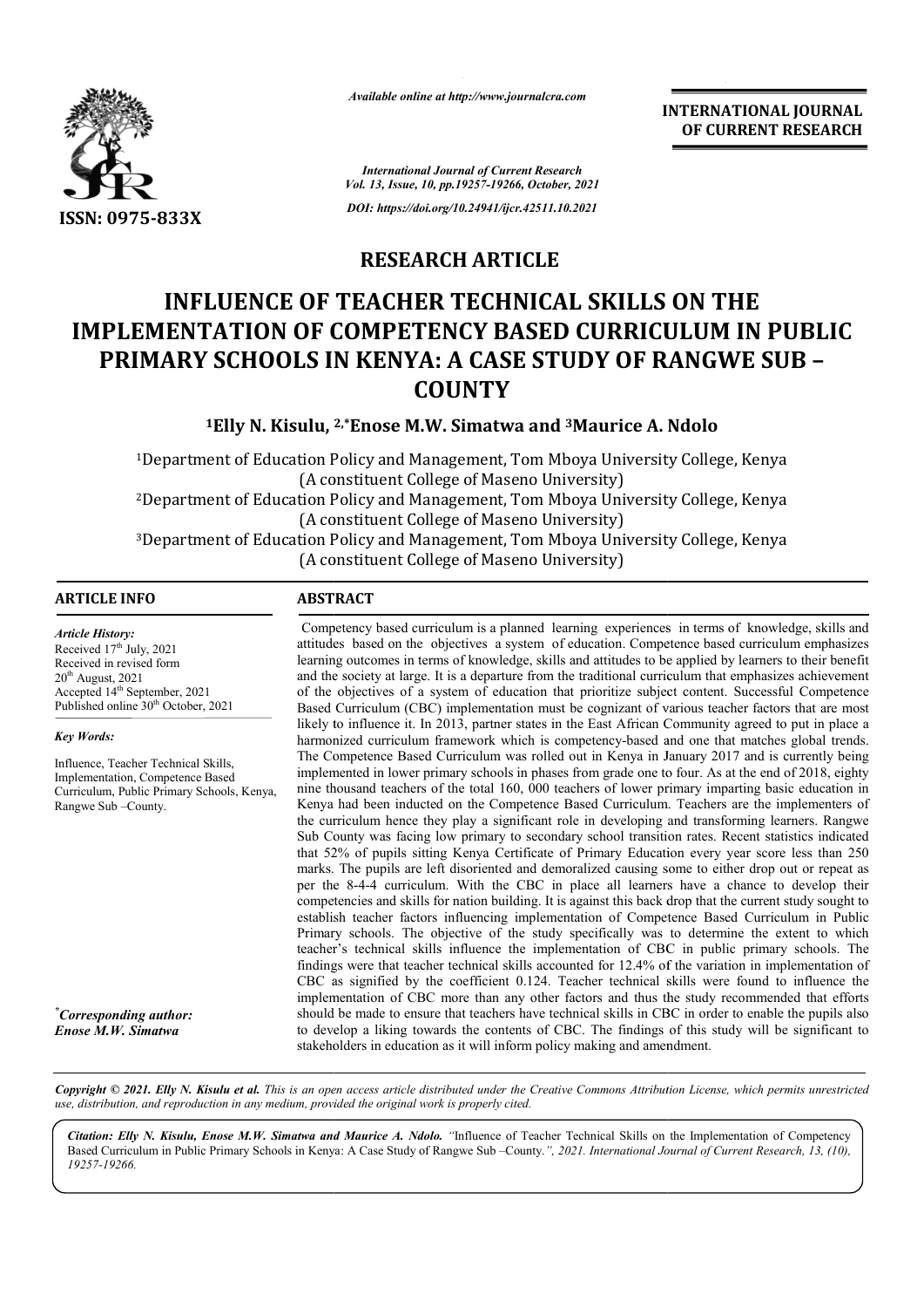*Available online at http://www.journalcra.com*

**INTERNATIONAL JOURNAL OF CURRENT RESEARCH**

*International Journal of Current Research*
*Vol. 13, Issue, 10, pp.19257-19266, October, 2021*

*DOI: https://doi.org/10.24941/ijcr.42511.10.2021*

ISSN: 0975-833X

**RESEARCH ARTICLE**

# INFLUENCE OF TEACHER TECHNICAL SKILLS ON THE IMPLEMENTATION OF COMPETENCY BASED CURRICULUM IN PUBLIC PRIMARY SCHOOLS IN KENYA: A CASE STUDY OF RANGWE SUB – COUNTY

**[1]Elly N. Kisulu, [2,*]Enose M.W. Simatwa and [3]Maurice A. Ndolo**

[1]Department of Education Policy and Management, Tom Mboya University College, Kenya (A constituent College of Maseno University)

[2]Department of Education Policy and Management, Tom Mboya University College, Kenya (A constituent College of Maseno University)

[3]Department of Education Policy and Management, Tom Mboya University College, Kenya (A constituent College of Maseno University)

## ARTICLE INFO

*Article History:*
Received 17th July, 2021
Received in revised form 20th August, 2021
Accepted 14th September, 2021
Published online 30th October, 2021

*Key Words:*
Influence, Teacher Technical Skills, Implementation, Competence Based Curriculum, Public Primary Schools, Kenya, Rangwe Sub –County.

*\*Corresponding author:*
*Enose M.W. Simatwa*

## ABSTRACT

Competency based curriculum is a planned learning experiences in terms of knowledge, skills and attitudes based on the objectives a system of education. Competence based curriculum emphasizes learning outcomes in terms of knowledge, skills and attitudes to be applied by learners to their benefit and the society at large. It is a departure from the traditional curriculum that emphasizes achievement of the objectives of a system of education that prioritize subject content. Successful Competence Based Curriculum (CBC) implementation must be cognizant of various teacher factors that are most likely to influence it. In 2013, partner states in the East African Community agreed to put in place a harmonized curriculum framework which is competency-based and one that matches global trends. The Competence Based Curriculum was rolled out in Kenya in January 2017 and is currently being implemented in lower primary schools in phases from grade one to four. As at the end of 2018, eighty nine thousand teachers of the total 160, 000 teachers of lower primary imparting basic education in Kenya had been inducted on the Competence Based Curriculum. Teachers are the implementers of the curriculum hence they play a significant role in developing and transforming learners. Rangwe Sub County was facing low primary to secondary school transition rates. Recent statistics indicated that 52% of pupils sitting Kenya Certificate of Primary Education every year score less than 250 marks. The pupils are left disoriented and demoralized causing some to either drop out or repeat as per the 8-4-4 curriculum. With the CBC in place all learners have a chance to develop their competencies and skills for nation building. It is against this back drop that the current study sought to establish teacher factors influencing implementation of Competence Based Curriculum in Public Primary schools. The objective of the study specifically was to determine the extent to which teacher's technical skills influence the implementation of CBC in public primary schools. The findings were that teacher technical skills accounted for 12.4% of the variation in implementation of CBC as signified by the coefficient 0.124. Teacher technical skills were found to influence the implementation of CBC more than any other factors and thus the study recommended that efforts should be made to ensure that teachers have technical skills in CBC in order to enable the pupils also to develop a liking towards the contents of CBC. The findings of this study will be significant to stakeholders in education as it will inform policy making and amendment.

*Copyright © 2021. Elly N. Kisulu et al. This is an open access article distributed under the Creative Commons Attribution License, which permits unrestricted use, distribution, and reproduction in any medium, provided the original work is properly cited.*

***Citation:** Elly N. Kisulu, Enose M.W. Simatwa and Maurice A. Ndolo. "*Influence of Teacher Technical Skills on the Implementation of Competency Based Curriculum in Public Primary Schools in Kenya: A Case Study of Rangwe Sub –County.*", 2021. International Journal of Current Research, 13, (10), 19257-19266.*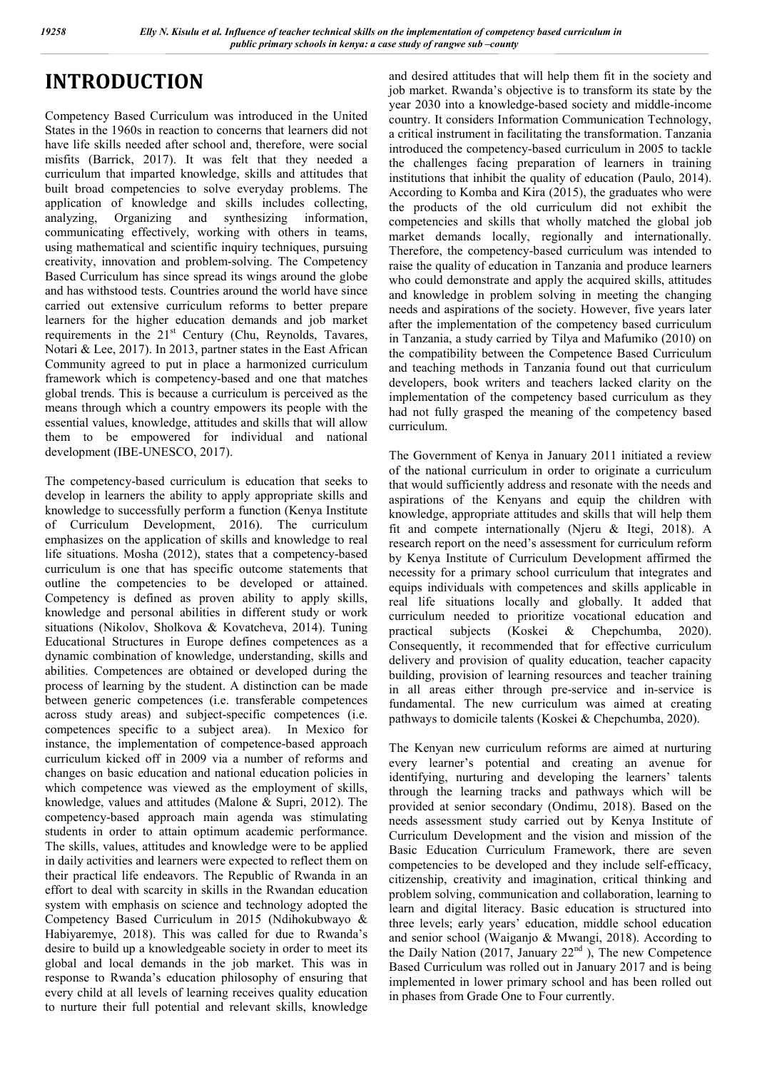# INTRODUCTION

Competency Based Curriculum was introduced in the United States in the 1960s in reaction to concerns that learners did not have life skills needed after school and, therefore, were social misfits (Barrick, 2017). It was felt that they needed a curriculum that imparted knowledge, skills and attitudes that built broad competencies to solve everyday problems. The application of knowledge and skills includes collecting, analyzing, Organizing and synthesizing information, communicating effectively, working with others in teams, using mathematical and scientific inquiry techniques, pursuing creativity, innovation and problem-solving. The Competency Based Curriculum has since spread its wings around the globe and has withstood tests. Countries around the world have since carried out extensive curriculum reforms to better prepare learners for the higher education demands and job market requirements in the 21st Century (Chu, Reynolds, Tavares, Notari & Lee, 2017). In 2013, partner states in the East African Community agreed to put in place a harmonized curriculum framework which is competency-based and one that matches global trends. This is because a curriculum is perceived as the means through which a country empowers its people with the essential values, knowledge, attitudes and skills that will allow them to be empowered for individual and national development (IBE-UNESCO, 2017).

The competency-based curriculum is education that seeks to develop in learners the ability to apply appropriate skills and knowledge to successfully perform a function (Kenya Institute of Curriculum Development, 2016). The curriculum emphasizes on the application of skills and knowledge to real life situations. Mosha (2012), states that a competency-based curriculum is one that has specific outcome statements that outline the competencies to be developed or attained. Competency is defined as proven ability to apply skills, knowledge and personal abilities in different study or work situations (Nikolov, Sholkova & Kovatcheva, 2014). Tuning Educational Structures in Europe defines competences as a dynamic combination of knowledge, understanding, skills and abilities. Competences are obtained or developed during the process of learning by the student. A distinction can be made between generic competences (i.e. transferable competences across study areas) and subject-specific competences (i.e. competences specific to a subject area). In Mexico for instance, the implementation of competence-based approach curriculum kicked off in 2009 via a number of reforms and changes on basic education and national education policies in which competence was viewed as the employment of skills, knowledge, values and attitudes (Malone & Supri, 2012). The competency-based approach main agenda was stimulating students in order to attain optimum academic performance. The skills, values, attitudes and knowledge were to be applied in daily activities and learners were expected to reflect them on their practical life endeavors. The Republic of Rwanda in an effort to deal with scarcity in skills in the Rwandan education system with emphasis on science and technology adopted the Competency Based Curriculum in 2015 (Ndihokubwayo & Habiyaremye, 2018). This was called for due to Rwanda's desire to build up a knowledgeable society in order to meet its global and local demands in the job market. This was in response to Rwanda's education philosophy of ensuring that every child at all levels of learning receives quality education to nurture their full potential and relevant skills, knowledge and desired attitudes that will help them fit in the society and job market. Rwanda's objective is to transform its state by the year 2030 into a knowledge-based society and middle-income country. It considers Information Communication Technology, a critical instrument in facilitating the transformation. Tanzania introduced the competency-based curriculum in 2005 to tackle the challenges facing preparation of learners in training institutions that inhibit the quality of education (Paulo, 2014). According to Komba and Kira (2015), the graduates who were the products of the old curriculum did not exhibit the competencies and skills that wholly matched the global job market demands locally, regionally and internationally. Therefore, the competency-based curriculum was intended to raise the quality of education in Tanzania and produce learners who could demonstrate and apply the acquired skills, attitudes and knowledge in problem solving in meeting the changing needs and aspirations of the society. However, five years later after the implementation of the competency based curriculum in Tanzania, a study carried by Tilya and Mafumiko (2010) on the compatibility between the Competence Based Curriculum and teaching methods in Tanzania found out that curriculum developers, book writers and teachers lacked clarity on the implementation of the competency based curriculum as they had not fully grasped the meaning of the competency based curriculum.

The Government of Kenya in January 2011 initiated a review of the national curriculum in order to originate a curriculum that would sufficiently address and resonate with the needs and aspirations of the Kenyans and equip the children with knowledge, appropriate attitudes and skills that will help them fit and compete internationally (Njeru & Itegi, 2018). A research report on the need's assessment for curriculum reform by Kenya Institute of Curriculum Development affirmed the necessity for a primary school curriculum that integrates and equips individuals with competences and skills applicable in real life situations locally and globally. It added that curriculum needed to prioritize vocational education and practical subjects (Koskei & Chepchumba, 2020). Consequently, it recommended that for effective curriculum delivery and provision of quality education, teacher capacity building, provision of learning resources and teacher training in all areas either through pre-service and in-service is fundamental. The new curriculum was aimed at creating pathways to domicile talents (Koskei & Chepchumba, 2020).

The Kenyan new curriculum reforms are aimed at nurturing every learner's potential and creating an avenue for identifying, nurturing and developing the learners' talents through the learning tracks and pathways which will be provided at senior secondary (Ondimu, 2018). Based on the needs assessment study carried out by Kenya Institute of Curriculum Development and the vision and mission of the Basic Education Curriculum Framework, there are seven competencies to be developed and they include self-efficacy, citizenship, creativity and imagination, critical thinking and problem solving, communication and collaboration, learning to learn and digital literacy. Basic education is structured into three levels; early years' education, middle school education and senior school (Waiganjo & Mwangi, 2018). According to the Daily Nation (2017, January 22nd ), The new Competence Based Curriculum was rolled out in January 2017 and is being implemented in lower primary school and has been rolled out in phases from Grade One to Four currently.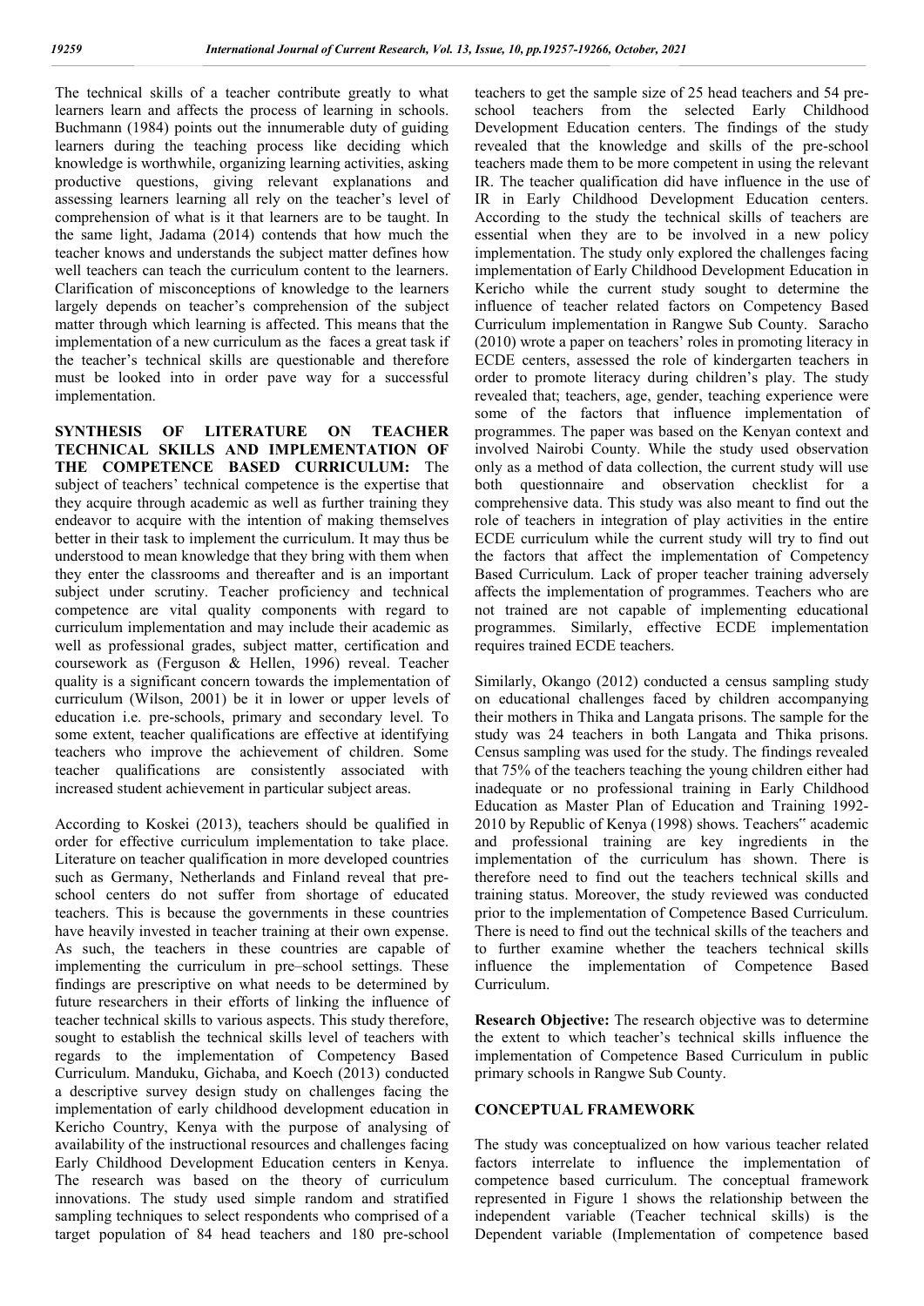The technical skills of a teacher contribute greatly to what learners learn and affects the process of learning in schools. Buchmann (1984) points out the innumerable duty of guiding learners during the teaching process like deciding which knowledge is worthwhile, organizing learning activities, asking productive questions, giving relevant explanations and assessing learners learning all rely on the teacher's level of comprehension of what is it that learners are to be taught. In the same light, Jadama (2014) contends that how much the teacher knows and understands the subject matter defines how well teachers can teach the curriculum content to the learners. Clarification of misconceptions of knowledge to the learners largely depends on teacher's comprehension of the subject matter through which learning is affected. This means that the implementation of a new curriculum as the faces a great task if the teacher's technical skills are questionable and therefore must be looked into in order pave way for a successful implementation.

**SYNTHESIS OF LITERATURE ON TEACHER TECHNICAL SKILLS AND IMPLEMENTATION OF THE COMPETENCE BASED CURRICULUM:** The subject of teachers' technical competence is the expertise that they acquire through academic as well as further training they endeavor to acquire with the intention of making themselves better in their task to implement the curriculum. It may thus be understood to mean knowledge that they bring with them when they enter the classrooms and thereafter and is an important subject under scrutiny. Teacher proficiency and technical competence are vital quality components with regard to curriculum implementation and may include their academic as well as professional grades, subject matter, certification and coursework as (Ferguson & Hellen, 1996) reveal. Teacher quality is a significant concern towards the implementation of curriculum (Wilson, 2001) be it in lower or upper levels of education i.e. pre-schools, primary and secondary level. To some extent, teacher qualifications are effective at identifying teachers who improve the achievement of children. Some teacher qualifications are consistently associated with increased student achievement in particular subject areas.

According to Koskei (2013), teachers should be qualified in order for effective curriculum implementation to take place. Literature on teacher qualification in more developed countries such as Germany, Netherlands and Finland reveal that pre-school centers do not suffer from shortage of educated teachers. This is because the governments in these countries have heavily invested in teacher training at their own expense. As such, the teachers in these countries are capable of implementing the curriculum in pre–school settings. These findings are prescriptive on what needs to be determined by future researchers in their efforts of linking the influence of teacher technical skills to various aspects. This study therefore, sought to establish the technical skills level of teachers with regards to the implementation of Competency Based Curriculum. Manduku, Gichaba, and Koech (2013) conducted a descriptive survey design study on challenges facing the implementation of early childhood development education in Kericho Country, Kenya with the purpose of analysing of availability of the instructional resources and challenges facing Early Childhood Development Education centers in Kenya. The research was based on the theory of curriculum innovations. The study used simple random and stratified sampling techniques to select respondents who comprised of a target population of 84 head teachers and 180 pre-school teachers to get the sample size of 25 head teachers and 54 pre-school teachers from the selected Early Childhood Development Education centers. The findings of the study revealed that the knowledge and skills of the pre-school teachers made them to be more competent in using the relevant IR. The teacher qualification did have influence in the use of IR in Early Childhood Development Education centers. According to the study the technical skills of teachers are essential when they are to be involved in a new policy implementation. The study only explored the challenges facing implementation of Early Childhood Development Education in Kericho while the current study sought to determine the influence of teacher related factors on Competency Based Curriculum implementation in Rangwe Sub County. Saracho (2010) wrote a paper on teachers' roles in promoting literacy in ECDE centers, assessed the role of kindergarten teachers in order to promote literacy during children's play. The study revealed that; teachers, age, gender, teaching experience were some of the factors that influence implementation of programmes. The paper was based on the Kenyan context and involved Nairobi County. While the study used observation only as a method of data collection, the current study will use both questionnaire and observation checklist for a comprehensive data. This study was also meant to find out the role of teachers in integration of play activities in the entire ECDE curriculum while the current study will try to find out the factors that affect the implementation of Competency Based Curriculum. Lack of proper teacher training adversely affects the implementation of programmes. Teachers who are not trained are not capable of implementing educational programmes. Similarly, effective ECDE implementation requires trained ECDE teachers.

Similarly, Okango (2012) conducted a census sampling study on educational challenges faced by children accompanying their mothers in Thika and Langata prisons. The sample for the study was 24 teachers in both Langata and Thika prisons. Census sampling was used for the study. The findings revealed that 75% of the teachers teaching the young children either had inadequate or no professional training in Early Childhood Education as Master Plan of Education and Training 1992-2010 by Republic of Kenya (1998) shows. Teachers" academic and professional training are key ingredients in the implementation of the curriculum has shown. There is therefore need to find out the teachers technical skills and training status. Moreover, the study reviewed was conducted prior to the implementation of Competence Based Curriculum. There is need to find out the technical skills of the teachers and to further examine whether the teachers technical skills influence the implementation of Competence Based Curriculum.

**Research Objective:** The research objective was to determine the extent to which teacher's technical skills influence the implementation of Competence Based Curriculum in public primary schools in Rangwe Sub County.

## CONCEPTUAL FRAMEWORK

The study was conceptualized on how various teacher related factors interrelate to influence the implementation of competence based curriculum. The conceptual framework represented in Figure 1 shows the relationship between the independent variable (Teacher technical skills) is the Dependent variable (Implementation of competence based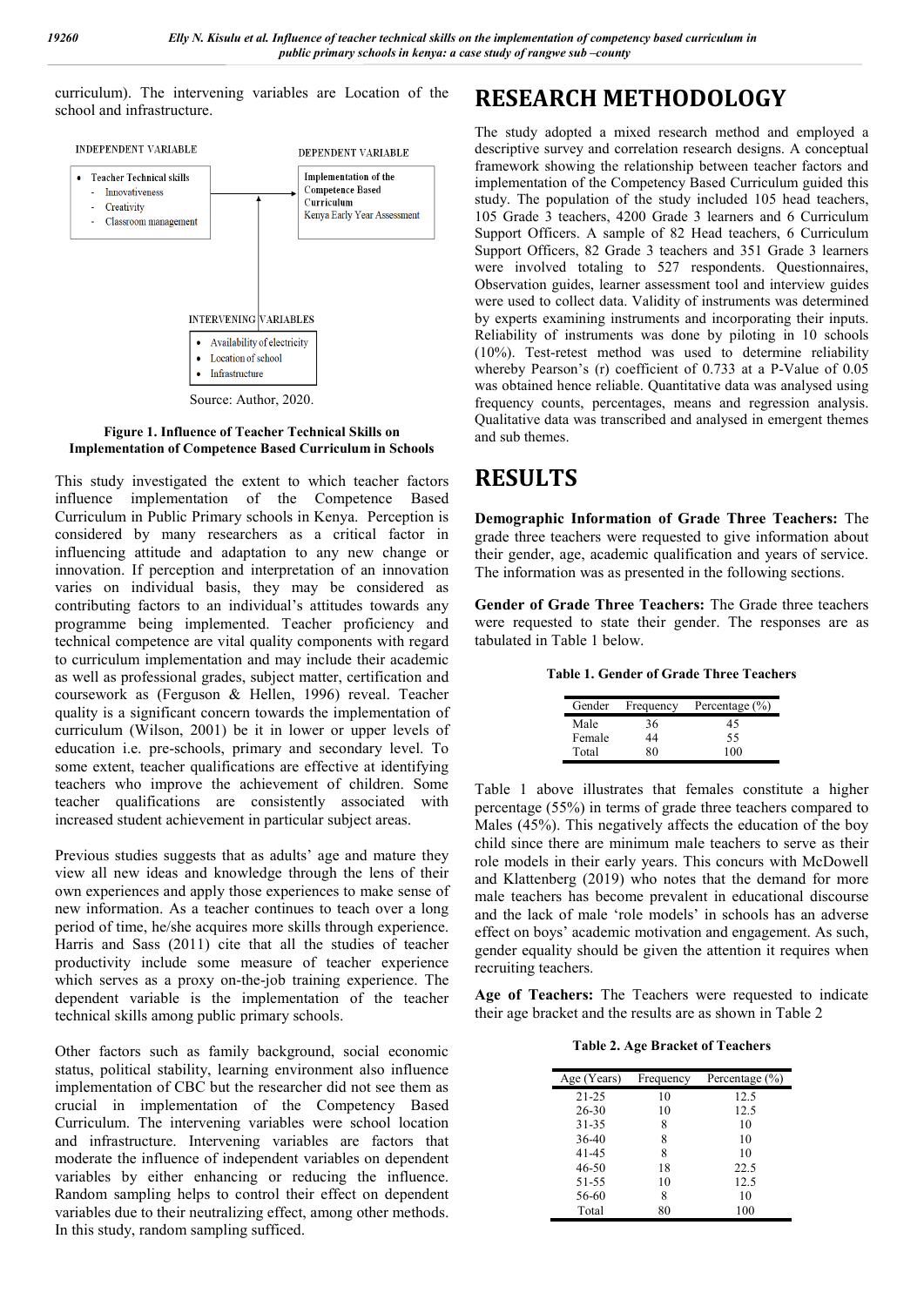curriculum). The intervening variables are Location of the school and infrastructure.

INDEPENDENT VARIABLE

- Teacher Technical skills
  - Innovativeness
  - Creativity
  - Classroom management

DEPENDENT VARIABLE

Implementation of the Competence Based Curriculum
Kenya Early Year Assessment

INTERVENING VARIABLES

- Availability of electricity
- Location of school
- Infrastructure

Source: Author, 2020.

**Figure 1. Influence of Teacher Technical Skills on Implementation of Competence Based Curriculum in Schools**

This study investigated the extent to which teacher factors influence implementation of the Competence Based Curriculum in Public Primary schools in Kenya. Perception is considered by many researchers as a critical factor in influencing attitude and adaptation to any new change or innovation. If perception and interpretation of an innovation varies on individual basis, they may be considered as contributing factors to an individual's attitudes towards any programme being implemented. Teacher proficiency and technical competence are vital quality components with regard to curriculum implementation and may include their academic as well as professional grades, subject matter, certification and coursework as (Ferguson & Hellen, 1996) reveal. Teacher quality is a significant concern towards the implementation of curriculum (Wilson, 2001) be it in lower or upper levels of education i.e. pre-schools, primary and secondary level. To some extent, teacher qualifications are effective at identifying teachers who improve the achievement of children. Some teacher qualifications are consistently associated with increased student achievement in particular subject areas.

Previous studies suggests that as adults' age and mature they view all new ideas and knowledge through the lens of their own experiences and apply those experiences to make sense of new information. As a teacher continues to teach over a long period of time, he/she acquires more skills through experience. Harris and Sass (2011) cite that all the studies of teacher productivity include some measure of teacher experience which serves as a proxy on-the-job training experience. The dependent variable is the implementation of the teacher technical skills among public primary schools.

Other factors such as family background, social economic status, political stability, learning environment also influence implementation of CBC but the researcher did not see them as crucial in implementation of the Competency Based Curriculum. The intervening variables were school location and infrastructure. Intervening variables are factors that moderate the influence of independent variables on dependent variables by either enhancing or reducing the influence. Random sampling helps to control their effect on dependent variables due to their neutralizing effect, among other methods. In this study, random sampling sufficed.

# RESEARCH METHODOLOGY

The study adopted a mixed research method and employed a descriptive survey and correlation research designs. A conceptual framework showing the relationship between teacher factors and implementation of the Competency Based Curriculum guided this study. The population of the study included 105 head teachers, 105 Grade 3 teachers, 4200 Grade 3 learners and 6 Curriculum Support Officers. A sample of 82 Head teachers, 6 Curriculum Support Officers, 82 Grade 3 teachers and 351 Grade 3 learners were involved totaling to 527 respondents. Questionnaires, Observation guides, learner assessment tool and interview guides were used to collect data. Validity of instruments was determined by experts examining instruments and incorporating their inputs. Reliability of instruments was done by piloting in 10 schools (10%). Test-retest method was used to determine reliability whereby Pearson's (r) coefficient of 0.733 at a P-Value of 0.05 was obtained hence reliable. Quantitative data was analysed using frequency counts, percentages, means and regression analysis. Qualitative data was transcribed and analysed in emergent themes and sub themes.

# RESULTS

**Demographic Information of Grade Three Teachers:** The grade three teachers were requested to give information about their gender, age, academic qualification and years of service. The information was as presented in the following sections.

**Gender of Grade Three Teachers:** The Grade three teachers were requested to state their gender. The responses are as tabulated in Table 1 below.

**Table 1. Gender of Grade Three Teachers**

| Gender | Frequency | Percentage (%) |
|---|---|---|
| Male | 36 | 45 |
| Female | 44 | 55 |
| Total | 80 | 100 |

Table 1 above illustrates that females constitute a higher percentage (55%) in terms of grade three teachers compared to Males (45%). This negatively affects the education of the boy child since there are minimum male teachers to serve as their role models in their early years. This concurs with McDowell and Klattenberg (2019) who notes that the demand for more male teachers has become prevalent in educational discourse and the lack of male 'role models' in schools has an adverse effect on boys' academic motivation and engagement. As such, gender equality should be given the attention it requires when recruiting teachers.

**Age of Teachers:** The Teachers were requested to indicate their age bracket and the results are as shown in Table 2

**Table 2. Age Bracket of Teachers**

| Age (Years) | Frequency | Percentage (%) |
|---|---|---|
| 21-25 | 10 | 12.5 |
| 26-30 | 10 | 12.5 |
| 31-35 | 8 | 10 |
| 36-40 | 8 | 10 |
| 41-45 | 8 | 10 |
| 46-50 | 18 | 22.5 |
| 51-55 | 10 | 12.5 |
| 56-60 | 8 | 10 |
| Total | 80 | 100 |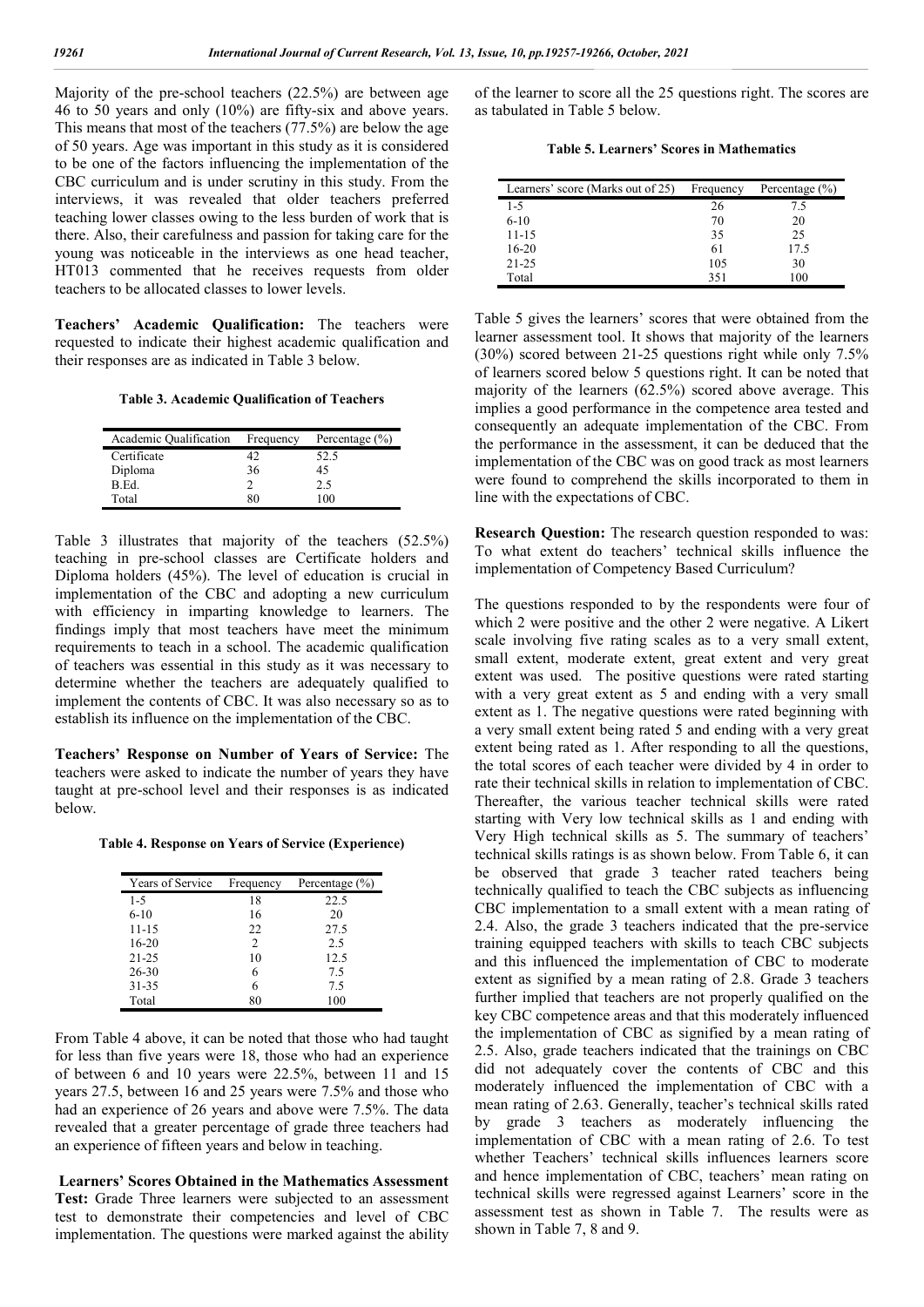Majority of the pre-school teachers (22.5%) are between age 46 to 50 years and only (10%) are fifty-six and above years. This means that most of the teachers (77.5%) are below the age of 50 years. Age was important in this study as it is considered to be one of the factors influencing the implementation of the CBC curriculum and is under scrutiny in this study. From the interviews, it was revealed that older teachers preferred teaching lower classes owing to the less burden of work that is there. Also, their carefulness and passion for taking care for the young was noticeable in the interviews as one head teacher, HT013 commented that he receives requests from older teachers to be allocated classes to lower levels.

**Teachers' Academic Qualification:** The teachers were requested to indicate their highest academic qualification and their responses are as indicated in Table 3 below.

**Table 3. Academic Qualification of Teachers**

| Academic Qualification | Frequency | Percentage (%) |
|---|---|---|
| Certificate | 42 | 52.5 |
| Diploma | 36 | 45 |
| B.Ed. | 2 | 2.5 |
| Total | 80 | 100 |

Table 3 illustrates that majority of the teachers (52.5%) teaching in pre-school classes are Certificate holders and Diploma holders (45%). The level of education is crucial in implementation of the CBC and adopting a new curriculum with efficiency in imparting knowledge to learners. The findings imply that most teachers have meet the minimum requirements to teach in a school. The academic qualification of teachers was essential in this study as it was necessary to determine whether the teachers are adequately qualified to implement the contents of CBC. It was also necessary so as to establish its influence on the implementation of the CBC.

**Teachers' Response on Number of Years of Service:** The teachers were asked to indicate the number of years they have taught at pre-school level and their responses is as indicated below.

**Table 4. Response on Years of Service (Experience)**

| Years of Service | Frequency | Percentage (%) |
|---|---|---|
| 1-5 | 18 | 22.5 |
| 6-10 | 16 | 20 |
| 11-15 | 22 | 27.5 |
| 16-20 | 2 | 2.5 |
| 21-25 | 10 | 12.5 |
| 26-30 | 6 | 7.5 |
| 31-35 | 6 | 7.5 |
| Total | 80 | 100 |

From Table 4 above, it can be noted that those who had taught for less than five years were 18, those who had an experience of between 6 and 10 years were 22.5%, between 11 and 15 years 27.5, between 16 and 25 years were 7.5% and those who had an experience of 26 years and above were 7.5%. The data revealed that a greater percentage of grade three teachers had an experience of fifteen years and below in teaching.

**Learners' Scores Obtained in the Mathematics Assessment Test:** Grade Three learners were subjected to an assessment test to demonstrate their competencies and level of CBC implementation. The questions were marked against the ability of the learner to score all the 25 questions right. The scores are as tabulated in Table 5 below.

**Table 5. Learners' Scores in Mathematics**

| Learners' score (Marks out of 25) | Frequency | Percentage (%) |
|---|---|---|
| 1-5 | 26 | 7.5 |
| 6-10 | 70 | 20 |
| 11-15 | 35 | 25 |
| 16-20 | 61 | 17.5 |
| 21-25 | 105 | 30 |
| Total | 351 | 100 |

Table 5 gives the learners' scores that were obtained from the learner assessment tool. It shows that majority of the learners (30%) scored between 21-25 questions right while only 7.5% of learners scored below 5 questions right. It can be noted that majority of the learners (62.5%) scored above average. This implies a good performance in the competence area tested and consequently an adequate implementation of the CBC. From the performance in the assessment, it can be deduced that the implementation of the CBC was on good track as most learners were found to comprehend the skills incorporated to them in line with the expectations of CBC.

**Research Question:** The research question responded to was: To what extent do teachers' technical skills influence the implementation of Competency Based Curriculum?

The questions responded to by the respondents were four of which 2 were positive and the other 2 were negative. A Likert scale involving five rating scales as to a very small extent, small extent, moderate extent, great extent and very great extent was used. The positive questions were rated starting with a very great extent as 5 and ending with a very small extent as 1. The negative questions were rated beginning with a very small extent being rated 5 and ending with a very great extent being rated as 1. After responding to all the questions, the total scores of each teacher were divided by 4 in order to rate their technical skills in relation to implementation of CBC. Thereafter, the various teacher technical skills were rated starting with Very low technical skills as 1 and ending with Very High technical skills as 5. The summary of teachers' technical skills ratings is as shown below. From Table 6, it can be observed that grade 3 teacher rated teachers being technically qualified to teach the CBC subjects as influencing CBC implementation to a small extent with a mean rating of 2.4. Also, the grade 3 teachers indicated that the pre-service training equipped teachers with skills to teach CBC subjects and this influenced the implementation of CBC to moderate extent as signified by a mean rating of 2.8. Grade 3 teachers further implied that teachers are not properly qualified on the key CBC competence areas and that this moderately influenced the implementation of CBC as signified by a mean rating of 2.5. Also, grade teachers indicated that the trainings on CBC did not adequately cover the contents of CBC and this moderately influenced the implementation of CBC with a mean rating of 2.63. Generally, teacher's technical skills rated by grade 3 teachers as moderately influencing the implementation of CBC with a mean rating of 2.6. To test whether Teachers' technical skills influences learners score and hence implementation of CBC, teachers' mean rating on technical skills were regressed against Learners' score in the assessment test as shown in Table 7. The results were as shown in Table 7, 8 and 9.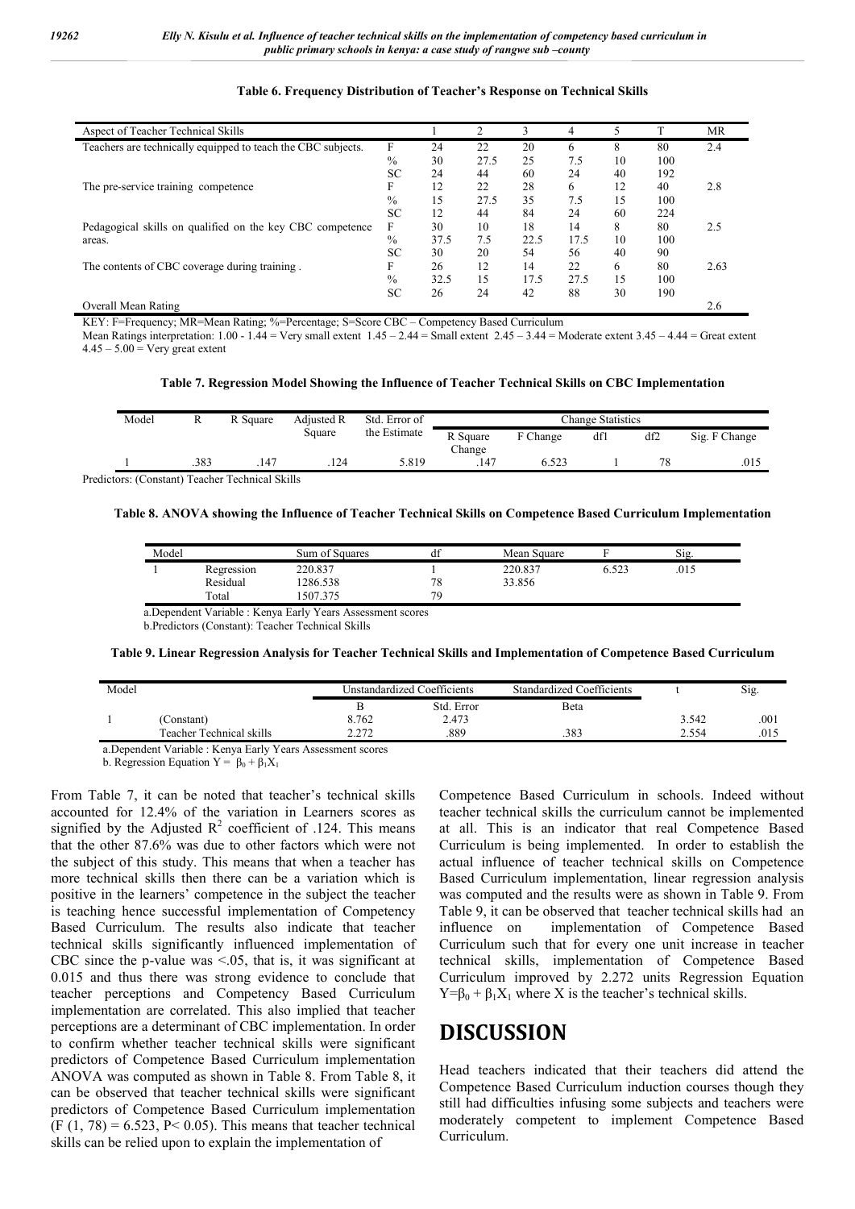**Table 6. Frequency Distribution of Teacher's Response on Technical Skills**

| Aspect of Teacher Technical Skills | | 1 | 2 | 3 | 4 | 5 | T | MR |
|---|---|---|---|---|---|---|---|---|
| Teachers are technically equipped to teach the CBC subjects. | F | 24 | 22 | 20 | 6 | 8 | 80 | 2.4 |
| | % | 30 | 27.5 | 25 | 7.5 | 10 | 100 | |
| | SC | 24 | 44 | 60 | 24 | 40 | 192 | |
| The pre-service training competence | F | 12 | 22 | 28 | 6 | 12 | 40 | 2.8 |
| | % | 15 | 27.5 | 35 | 7.5 | 15 | 100 | |
| | SC | 12 | 44 | 84 | 24 | 60 | 224 | |
| Pedagogical skills on qualified on the key CBC competence areas. | F | 30 | 10 | 18 | 14 | 8 | 80 | 2.5 |
| | % | 37.5 | 7.5 | 22.5 | 17.5 | 10 | 100 | |
| | SC | 30 | 20 | 54 | 56 | 40 | 90 | |
| The contents of CBC coverage during training . | F | 26 | 12 | 14 | 22 | 6 | 80 | 2.63 |
| | % | 32.5 | 15 | 17.5 | 27.5 | 15 | 100 | |
| | SC | 26 | 24 | 42 | 88 | 30 | 190 | |
| Overall Mean Rating | | | | | | | | 2.6 |

KEY: F=Frequency; MR=Mean Rating; %=Percentage; S=Score CBC – Competency Based Curriculum

Mean Ratings interpretation: 1.00 - 1.44 = Very small extent 1.45 – 2.44 = Small extent 2.45 – 3.44 = Moderate extent 3.45 – 4.44 = Great extent 4.45 – 5.00 = Very great extent

**Table 7. Regression Model Showing the Influence of Teacher Technical Skills on CBC Implementation**

| Model | R | R Square | Adjusted R Square | Std. Error of the Estimate | Change Statistics | | | | |
|---|---|---|---|---|---|---|---|---|---|
| | | | | | R Square Change | F Change | df1 | df2 | Sig. F Change |
| 1 | .383 | .147 | .124 | 5.819 | .147 | 6.523 | 1 | 78 | .015 |

Predictors: (Constant) Teacher Technical Skills

**Table 8. ANOVA showing the Influence of Teacher Technical Skills on Competence Based Curriculum Implementation**

| Model | | Sum of Squares | df | Mean Square | F | Sig. |
|---|---|---|---|---|---|---|
| 1 | Regression | 220.837 | 1 | 220.837 | 6.523 | .015 |
| | Residual | 1286.538 | 78 | 33.856 | | |
| | Total | 1507.375 | 79 | | | |

a.Dependent Variable : Kenya Early Years Assessment scores

b.Predictors (Constant): Teacher Technical Skills

**Table 9. Linear Regression Analysis for Teacher Technical Skills and Implementation of Competence Based Curriculum**

| Model | | Unstandardized Coefficients | | Standardized Coefficients | t | Sig. |
|---|---|---|---|---|---|---|
| | | B | Std. Error | Beta | | |
| 1 | (Constant) | 8.762 | 2.473 | | 3.542 | .001 |
| | Teacher Technical skills | 2.272 | .889 | .383 | 2.554 | .015 |

a.Dependent Variable : Kenya Early Years Assessment scores

b. Regression Equation $Y = \beta_0 + \beta_1 X_1$

From Table 7, it can be noted that teacher's technical skills accounted for 12.4% of the variation in Learners scores as signified by the Adjusted $R^2$ coefficient of .124. This means that the other 87.6% was due to other factors which were not the subject of this study. This means that when a teacher has more technical skills then there can be a variation which is positive in the learners' competence in the subject the teacher is teaching hence successful implementation of Competency Based Curriculum. The results also indicate that teacher technical skills significantly influenced implementation of CBC since the p-value was <.05, that is, it was significant at 0.015 and thus there was strong evidence to conclude that teacher perceptions and Competency Based Curriculum implementation are correlated. This also implied that teacher perceptions are a determinant of CBC implementation. In order to confirm whether teacher technical skills were significant predictors of Competence Based Curriculum implementation ANOVA was computed as shown in Table 8. From Table 8, it can be observed that teacher technical skills were significant predictors of Competence Based Curriculum implementation ($F(1, 78) = 6.523$, $P < 0.05$). This means that teacher technical skills can be relied upon to explain the implementation of Competence Based Curriculum in schools. Indeed without teacher technical skills the curriculum cannot be implemented at all. This is an indicator that real Competence Based Curriculum is being implemented. In order to establish the actual influence of teacher technical skills on Competence Based Curriculum implementation, linear regression analysis was computed and the results were as shown in Table 9. From Table 9, it can be observed that teacher technical skills had an influence on implementation of Competence Based Curriculum such that for every one unit increase in teacher technical skills, implementation of Competence Based Curriculum improved by 2.272 units Regression Equation $Y=\beta_0 + \beta_1X_1$ where X is the teacher's technical skills.

# DISCUSSION

Head teachers indicated that their teachers did attend the Competence Based Curriculum induction courses though they still had difficulties infusing some subjects and teachers were moderately competent to implement Competence Based Curriculum.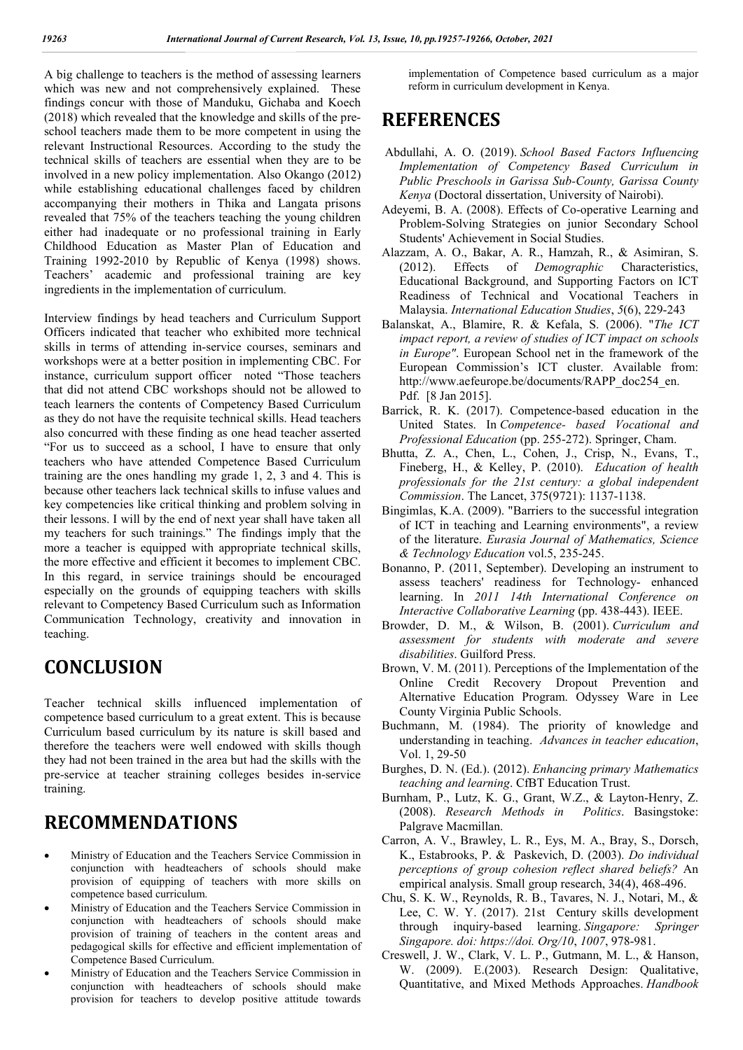A big challenge to teachers is the method of assessing learners which was new and not comprehensively explained. These findings concur with those of Manduku, Gichaba and Koech (2018) which revealed that the knowledge and skills of the pre-school teachers made them to be more competent in using the relevant Instructional Resources. According to the study the technical skills of teachers are essential when they are to be involved in a new policy implementation. Also Okango (2012) while establishing educational challenges faced by children accompanying their mothers in Thika and Langata prisons revealed that 75% of the teachers teaching the young children either had inadequate or no professional training in Early Childhood Education as Master Plan of Education and Training 1992-2010 by Republic of Kenya (1998) shows. Teachers' academic and professional training are key ingredients in the implementation of curriculum.

Interview findings by head teachers and Curriculum Support Officers indicated that teacher who exhibited more technical skills in terms of attending in-service courses, seminars and workshops were at a better position in implementing CBC. For instance, curriculum support officer noted "Those teachers that did not attend CBC workshops should not be allowed to teach learners the contents of Competency Based Curriculum as they do not have the requisite technical skills. Head teachers also concurred with these finding as one head teacher asserted "For us to succeed as a school, I have to ensure that only teachers who have attended Competence Based Curriculum training are the ones handling my grade 1, 2, 3 and 4. This is because other teachers lack technical skills to infuse values and key competencies like critical thinking and problem solving in their lessons. I will by the end of next year shall have taken all my teachers for such trainings." The findings imply that the more a teacher is equipped with appropriate technical skills, the more effective and efficient it becomes to implement CBC. In this regard, in service trainings should be encouraged especially on the grounds of equipping teachers with skills relevant to Competency Based Curriculum such as Information Communication Technology, creativity and innovation in teaching.

# CONCLUSION

Teacher technical skills influenced implementation of competence based curriculum to a great extent. This is because Curriculum based curriculum by its nature is skill based and therefore the teachers were well endowed with skills though they had not been trained in the area but had the skills with the pre-service at teacher straining colleges besides in-service training.

# RECOMMENDATIONS

- Ministry of Education and the Teachers Service Commission in conjunction with headteachers of schools should make provision of equipping of teachers with more skills on competence based curriculum.
- Ministry of Education and the Teachers Service Commission in conjunction with headteachers of schools should make provision of training of teachers in the content areas and pedagogical skills for effective and efficient implementation of Competence Based Curriculum.
- Ministry of Education and the Teachers Service Commission in conjunction with headteachers of schools should make provision for teachers to develop positive attitude towards implementation of Competence based curriculum as a major reform in curriculum development in Kenya.

# REFERENCES

Abdullahi, A. O. (2019). *School Based Factors Influencing Implementation of Competency Based Curriculum in Public Preschools in Garissa Sub-County, Garissa County Kenya* (Doctoral dissertation, University of Nairobi).

Adeyemi, B. A. (2008). Effects of Co-operative Learning and Problem-Solving Strategies on junior Secondary School Students' Achievement in Social Studies.

Alazzam, A. O., Bakar, A. R., Hamzah, R., & Asimiran, S. (2012). Effects of *Demographic* Characteristics, Educational Background, and Supporting Factors on ICT Readiness of Technical and Vocational Teachers in Malaysia. *International Education Studies*, *5*(6), 229-243

Balanskat, A., Blamire, R. & Kefala, S. (2006). "*The ICT impact report, a review of studies of ICT impact on schools in Europe"*. European School net in the framework of the European Commission's ICT cluster. Available from: http://www.aefeurope.be/documents/RAPP_doc254_en. Pdf. [8 Jan 2015].

Barrick, R. K. (2017). Competence-based education in the United States. In *Competence- based Vocational and Professional Education* (pp. 255-272). Springer, Cham.

Bhutta, Z. A., Chen, L., Cohen, J., Crisp, N., Evans, T., Fineberg, H., & Kelley, P. (2010). *Education of health professionals for the 21st century: a global independent Commission*. The Lancet, 375(9721): 1137-1138.

Bingimlas, K.A. (2009). "Barriers to the successful integration of ICT in teaching and Learning environments", a review of the literature. *Eurasia Journal of Mathematics, Science & Technology Education* vol.5, 235-245.

Bonanno, P. (2011, September). Developing an instrument to assess teachers' readiness for Technology- enhanced learning. In *2011 14th International Conference on Interactive Collaborative Learning* (pp. 438-443). IEEE.

Browder, D. M., & Wilson, B. (2001). *Curriculum and assessment for students with moderate and severe disabilities*. Guilford Press.

Brown, V. M. (2011). Perceptions of the Implementation of the Online Credit Recovery Dropout Prevention and Alternative Education Program. Odyssey Ware in Lee County Virginia Public Schools.

Buchmann, M. (1984). The priority of knowledge and understanding in teaching. *Advances in teacher education*, Vol. 1, 29-50

Burghes, D. N. (Ed.). (2012). *Enhancing primary Mathematics teaching and learning*. CfBT Education Trust.

Burnham, P., Lutz, K. G., Grant, W.Z., & Layton-Henry, Z. (2008). *Research Methods in Politics*. Basingstoke: Palgrave Macmillan.

Carron, A. V., Brawley, L. R., Eys, M. A., Bray, S., Dorsch, K., Estabrooks, P. & Paskevich, D. (2003). *Do individual perceptions of group cohesion reflect shared beliefs?* An empirical analysis. Small group research, 34(4), 468-496.

Chu, S. K. W., Reynolds, R. B., Tavares, N. J., Notari, M., & Lee, C. W. Y. (2017). 21st Century skills development through inquiry-based learning. *Singapore: Springer Singapore. doi: https://doi. Org/10*, *1007*, 978-981.

Creswell, J. W., Clark, V. L. P., Gutmann, M. L., & Hanson, W. (2009). E.(2003). Research Design: Qualitative, Quantitative, and Mixed Methods Approaches. *Handbook*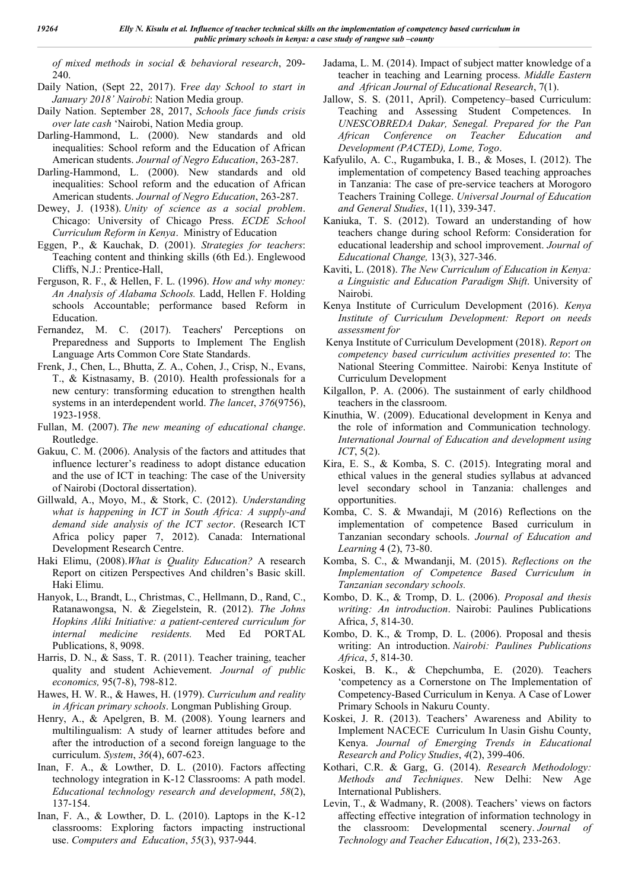*of mixed methods in social & behavioral research*, 209-240.

Daily Nation, (Sept 22, 2017). F*ree day School to start in January 2018' Nairobi*: Nation Media group.

Daily Nation. September 28, 2017, *Schools face funds crisis over late cash* 'Nairobi, Nation Media group.

Darling-Hammond, L. (2000). New standards and old inequalities: School reform and the Education of African American students. *Journal of Negro Education*, 263-287.

Darling-Hammond, L. (2000). New standards and old inequalities: School reform and the education of African American students. *Journal of Negro Education*, 263-287.

Dewey, J. (1938). *Unity of science as a social problem*. Chicago: University of Chicago Press. *ECDE School Curriculum Reform in Kenya*. Ministry of Education

Eggen, P., & Kauchak, D. (2001). *Strategies for teachers*: Teaching content and thinking skills (6th Ed.). Englewood Cliffs, N.J.: Prentice-Hall,

Ferguson, R. F., & Hellen, F. L. (1996). *How and why money: An Analysis of Alabama Schools.* Ladd, Hellen F. Holding schools Accountable; performance based Reform in Education.

Fernandez, M. C. (2017). Teachers' Perceptions on Preparedness and Supports to Implement The English Language Arts Common Core State Standards.

Frenk, J., Chen, L., Bhutta, Z. A., Cohen, J., Crisp, N., Evans, T., & Kistnasamy, B. (2010). Health professionals for a new century: transforming education to strengthen health systems in an interdependent world. *The lancet*, *376*(9756), 1923-1958.

Fullan, M. (2007). *The new meaning of educational change*. Routledge.

Gakuu, C. M. (2006). Analysis of the factors and attitudes that influence lecturer's readiness to adopt distance education and the use of ICT in teaching: The case of the University of Nairobi (Doctoral dissertation).

Gillwald, A., Moyo, M., & Stork, C. (2012). *Understanding what is happening in ICT in South Africa: A supply-and demand side analysis of the ICT sector*. (Research ICT Africa policy paper 7, 2012). Canada: International Development Research Centre.

Haki Elimu, (2008).*What is Quality Education?* A research Report on citizen Perspectives And children's Basic skill. Haki Elimu.

Hanyok, L., Brandt, L., Christmas, C., Hellmann, D., Rand, C., Ratanawongsa, N. & Ziegelstein, R. (2012). *The Johns Hopkins Aliki Initiative: a patient-centered curriculum for internal medicine residents.* Med Ed PORTAL Publications, 8, 9098.

Harris, D. N., & Sass, T. R. (2011). Teacher training, teacher quality and student Achievement. *Journal of public economics,* 95(7-8), 798-812.

Hawes, H. W. R., & Hawes, H. (1979). *Curriculum and reality in African primary schools*. Longman Publishing Group.

Henry, A., & Apelgren, B. M. (2008). Young learners and multilingualism: A study of learner attitudes before and after the introduction of a second foreign language to the curriculum. *System*, *36*(4), 607-623.

Inan, F. A., & Lowther, D. L. (2010). Factors affecting technology integration in K-12 Classrooms: A path model. *Educational technology research and development*, *58*(2), 137-154.

Inan, F. A., & Lowther, D. L. (2010). Laptops in the K-12 classrooms: Exploring factors impacting instructional use. *Computers and Education*, *55*(3), 937-944.

Jadama, L. M. (2014). Impact of subject matter knowledge of a teacher in teaching and Learning process. *Middle Eastern and African Journal of Educational Research*, 7(1).

Jallow, S. S. (2011, April). Competency–based Curriculum: Teaching and Assessing Student Competences. In *UNESCOBREDA Dakar, Senegal. Prepared for the Pan African Conference on Teacher Education and Development (PACTED), Lome, Togo*.

Kafyulilo, A. C., Rugambuka, I. B., & Moses, I. (2012). The implementation of competency Based teaching approaches in Tanzania: The case of pre-service teachers at Morogoro Teachers Training College. *Universal Journal of Education and General Studies*, 1(11), 339-347.

Kaniuka, T. S. (2012). Toward an understanding of how teachers change during school Reform: Consideration for educational leadership and school improvement. *Journal of Educational Change,* 13(3), 327-346.

Kaviti, L. (2018). *The New Curriculum of Education in Kenya: a Linguistic and Education Paradigm Shift*. University of Nairobi.

Kenya Institute of Curriculum Development (2016). *Kenya Institute of Curriculum Development: Report on needs assessment for*

Kenya Institute of Curriculum Development (2018). *Report on competency based curriculum activities presented to*: The National Steering Committee. Nairobi: Kenya Institute of Curriculum Development

Kilgallon, P. A. (2006). The sustainment of early childhood teachers in the classroom.

Kinuthia, W. (2009). Educational development in Kenya and the role of information and Communication technology. *International Journal of Education and development using ICT*, 5(2).

Kira, E. S., & Komba, S. C. (2015). Integrating moral and ethical values in the general studies syllabus at advanced level secondary school in Tanzania: challenges and opportunities.

Komba, C. S. & Mwandaji, M (2016) Reflections on the implementation of competence Based curriculum in Tanzanian secondary schools. *Journal of Education and Learning* 4 (2), 73-80.

Komba, S. C., & Mwandanji, M. (2015). *Reflections on the Implementation of Competence Based Curriculum in Tanzanian secondary schools.*

Kombo, D. K., & Tromp, D. L. (2006). *Proposal and thesis writing: An introduction*. Nairobi: Paulines Publications Africa, *5*, 814-30.

Kombo, D. K., & Tromp, D. L. (2006). Proposal and thesis writing: An introduction. *Nairobi: Paulines Publications Africa*, *5*, 814-30.

Koskei, B. K., & Chepchumba, E. (2020). Teachers 'competency as a Cornerstone on The Implementation of Competency-Based Curriculum in Kenya. A Case of Lower Primary Schools in Nakuru County.

Koskei, J. R. (2013). Teachers' Awareness and Ability to Implement NACECE Curriculum In Uasin Gishu County, Kenya. *Journal of Emerging Trends in Educational Research and Policy Studies*, *4*(2), 399-406.

Kothari, C.R. & Garg, G. (2014). *Research Methodology: Methods and Techniques*. New Delhi: New Age International Publishers.

Levin, T., & Wadmany, R. (2008). Teachers' views on factors affecting effective integration of information technology in the classroom: Developmental scenery. *Journal of Technology and Teacher Education*, *16*(2), 233-263.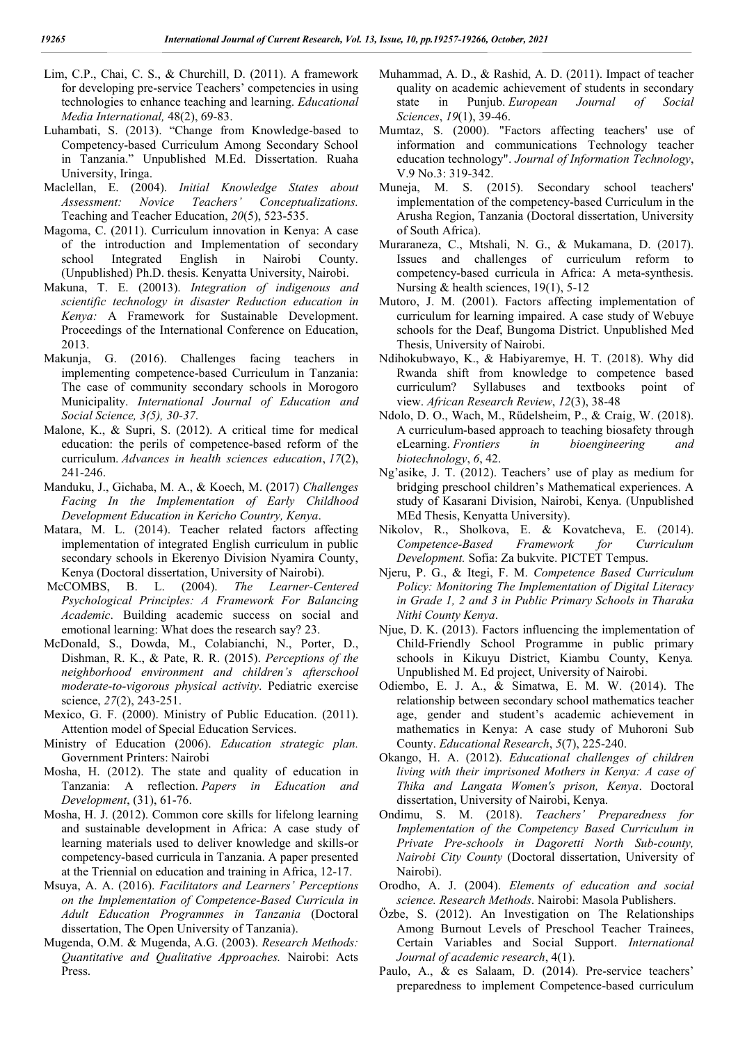Lim, C.P., Chai, C. S., & Churchill, D. (2011). A framework for developing pre-service Teachers' competencies in using technologies to enhance teaching and learning. *Educational Media International,* 48(2), 69-83.

Luhambati, S. (2013). "Change from Knowledge-based to Competency-based Curriculum Among Secondary School in Tanzania." Unpublished M.Ed. Dissertation. Ruaha University, Iringa.

Maclellan, E. (2004). *Initial Knowledge States about Assessment: Novice Teachers' Conceptualizations.* Teaching and Teacher Education, *20*(5), 523-535.

Magoma, C. (2011). Curriculum innovation in Kenya: A case of the introduction and Implementation of secondary school Integrated English in Nairobi County. (Unpublished) Ph.D. thesis. Kenyatta University, Nairobi.

Makuna, T. E. (20013). *Integration of indigenous and scientific technology in disaster Reduction education in Kenya:* A Framework for Sustainable Development. Proceedings of the International Conference on Education, 2013.

Makunja, G. (2016). Challenges facing teachers in implementing competence-based Curriculum in Tanzania: The case of community secondary schools in Morogoro Municipality. *International Journal of Education and Social Science, 3(5), 30-37.*

Malone, K., & Supri, S. (2012). A critical time for medical education: the perils of competence-based reform of the curriculum. *Advances in health sciences education*, *17*(2), 241-246.

Manduku, J., Gichaba, M. A., & Koech, M. (2017) *Challenges Facing In the Implementation of Early Childhood Development Education in Kericho Country, Kenya*.

Matara, M. L. (2014). Teacher related factors affecting implementation of integrated English curriculum in public secondary schools in Ekerenyo Division Nyamira County, Kenya (Doctoral dissertation, University of Nairobi).

McCOMBS, B. L. (2004). *The Learner-Centered Psychological Principles: A Framework For Balancing Academic*. Building academic success on social and emotional learning: What does the research say? 23.

McDonald, S., Dowda, M., Colabianchi, N., Porter, D., Dishman, R. K., & Pate, R. R. (2015). *Perceptions of the neighborhood environment and children's afterschool moderate-to-vigorous physical activity*. Pediatric exercise science, *27*(2), 243-251.

Mexico, G. F. (2000). Ministry of Public Education. (2011). Attention model of Special Education Services.

Ministry of Education (2006). *Education strategic plan.* Government Printers: Nairobi

Mosha, H. (2012). The state and quality of education in Tanzania: A reflection. *Papers in Education and Development*, (31), 61-76.

Mosha, H. J. (2012). Common core skills for lifelong learning and sustainable development in Africa: A case study of learning materials used to deliver knowledge and skills-or competency-based curricula in Tanzania. A paper presented at the Triennial on education and training in Africa, 12-17.

Msuya, A. A. (2016). *Facilitators and Learners' Perceptions on the Implementation of Competence-Based Curricula in Adult Education Programmes in Tanzania* (Doctoral dissertation, The Open University of Tanzania).

Mugenda, O.M. & Mugenda, A.G. (2003). *Research Methods: Quantitative and Qualitative Approaches.* Nairobi: Acts Press.

Muhammad, A. D., & Rashid, A. D. (2011). Impact of teacher quality on academic achievement of students in secondary state in Punjub. *European Journal of Social Sciences*, *19*(1), 39-46.

Mumtaz, S. (2000). "Factors affecting teachers' use of information and communications Technology teacher education technology". *Journal of Information Technology*, V.9 No.3: 319-342.

Muneja, M. S. (2015). Secondary school teachers' implementation of the competency-based Curriculum in the Arusha Region, Tanzania (Doctoral dissertation, University of South Africa).

Muraraneza, C., Mtshali, N. G., & Mukamana, D. (2017). Issues and challenges of curriculum reform to competency-based curricula in Africa: A meta-synthesis. Nursing & health sciences, 19(1), 5-12

Mutoro, J. M. (2001). Factors affecting implementation of curriculum for learning impaired. A case study of Webuye schools for the Deaf, Bungoma District. Unpublished Med Thesis, University of Nairobi.

Ndihokubwayo, K., & Habiyaremye, H. T. (2018). Why did Rwanda shift from knowledge to competence based curriculum? Syllabuses and textbooks point of view. *African Research Review*, *12*(3), 38-48

Ndolo, D. O., Wach, M., Rüdelsheim, P., & Craig, W. (2018). A curriculum-based approach to teaching biosafety through eLearning. *Frontiers in bioengineering and biotechnology*, *6*, 42.

Ng'asike, J. T. (2012). Teachers' use of play as medium for bridging preschool children's Mathematical experiences. A study of Kasarani Division, Nairobi, Kenya. (Unpublished MEd Thesis, Kenyatta University).

Nikolov, R., Sholkova, E. & Kovatcheva, E. (2014). *Competence-Based Framework for Curriculum Development.* Sofia: Za bukvite. PICTET Tempus.

Njeru, P. G., & Itegi, F. M. *Competence Based Curriculum Policy: Monitoring The Implementation of Digital Literacy in Grade 1, 2 and 3 in Public Primary Schools in Tharaka Nithi County Kenya*.

Njue, D. K. (2013). Factors influencing the implementation of Child-Friendly School Programme in public primary schools in Kikuyu District, Kiambu County, Kenya*.* Unpublished M. Ed project, University of Nairobi.

Odiembo, E. J. A., & Simatwa, E. M. W. (2014). The relationship between secondary school mathematics teacher age, gender and student's academic achievement in mathematics in Kenya: A case study of Muhoroni Sub County. *Educational Research*, *5*(7), 225-240.

Okango, H. A. (2012). *Educational challenges of children living with their imprisoned Mothers in Kenya: A case of Thika and Langata Women's prison, Kenya*. Doctoral dissertation, University of Nairobi, Kenya.

Ondimu, S. M. (2018). *Teachers' Preparedness for Implementation of the Competency Based Curriculum in Private Pre-schools in Dagoretti North Sub-county, Nairobi City County* (Doctoral dissertation, University of Nairobi).

Orodho, A. J. (2004). *Elements of education and social science. Research Methods*. Nairobi: Masola Publishers.

Özbe, S. (2012). An Investigation on The Relationships Among Burnout Levels of Preschool Teacher Trainees, Certain Variables and Social Support. *International Journal of academic research*, 4(1).

Paulo, A., & es Salaam, D. (2014). Pre-service teachers' preparedness to implement Competence-based curriculum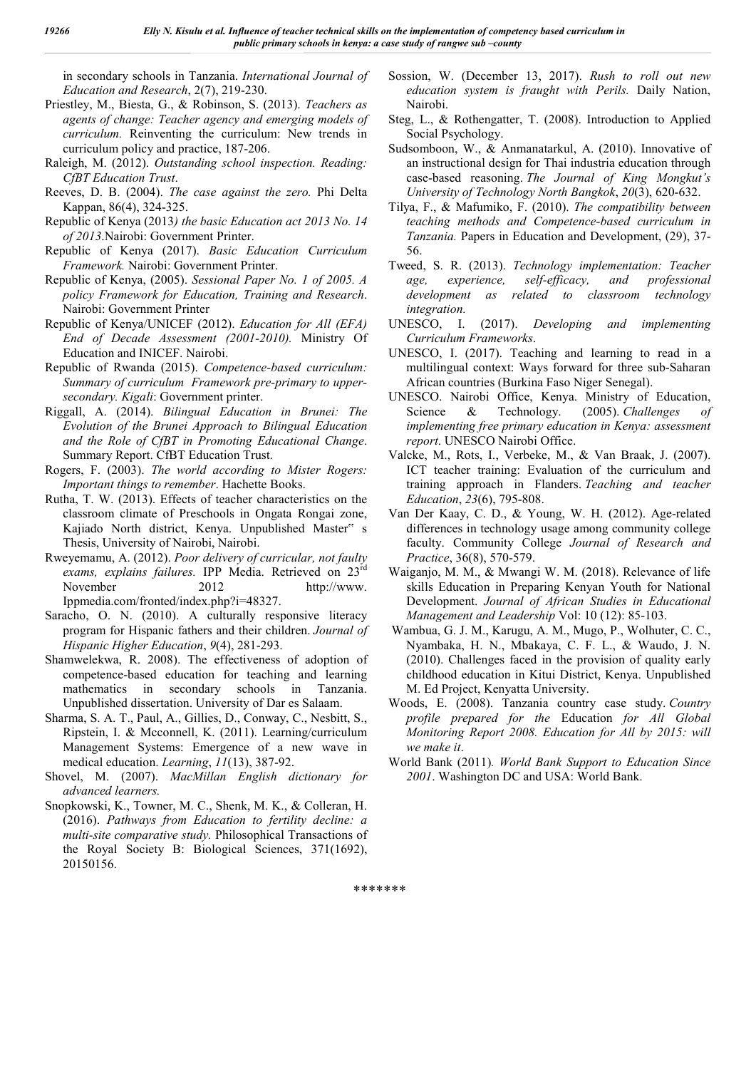in secondary schools in Tanzania. *International Journal of Education and Research*, 2(7), 219-230.

Priestley, M., Biesta, G., & Robinson, S. (2013). *Teachers as agents of change: Teacher agency and emerging models of curriculum.* Reinventing the curriculum: New trends in curriculum policy and practice, 187-206.

Raleigh, M. (2012). *Outstanding school inspection. Reading: CfBT Education Trust*.

Reeves, D. B. (2004). *The case against the zero.* Phi Delta Kappan, 86(4), 324-325.

Republic of Kenya (2013*) the basic Education act 2013 No. 14 of 2013*.Nairobi: Government Printer.

Republic of Kenya (2017). *Basic Education Curriculum Framework.* Nairobi: Government Printer.

Republic of Kenya, (2005). *Sessional Paper No. 1 of 2005. A policy Framework for Education, Training and Research*. Nairobi: Government Printer

Republic of Kenya/UNICEF (2012). *Education for All (EFA) End of Decade Assessment (2001-2010).* Ministry Of Education and INICEF. Nairobi.

Republic of Rwanda (2015). *Competence-based curriculum: Summary of curriculum Framework pre-primary to upper-secondary. Kigali*: Government printer.

Riggall, A. (2014). *Bilingual Education in Brunei: The Evolution of the Brunei Approach to Bilingual Education and the Role of CfBT in Promoting Educational Change*. Summary Report. CfBT Education Trust.

Rogers, F. (2003). *The world according to Mister Rogers: Important things to remember*. Hachette Books.

Rutha, T. W. (2013). Effects of teacher characteristics on the classroom climate of Preschools in Ongata Rongai zone, Kajiado North district, Kenya. Unpublished Master" s Thesis, University of Nairobi, Nairobi.

Rweyemamu, A. (2012). *Poor delivery of curricular, not faulty exams, explains failures.* IPP Media. Retrieved on 23rd November 2012 http://www. Ippmedia.com/fronted/index.php?i=48327.

Saracho, O. N. (2010). A culturally responsive literacy program for Hispanic fathers and their children. *Journal of Hispanic Higher Education*, *9*(4), 281-293.

Shamwelekwa, R. 2008). The effectiveness of adoption of competence-based education for teaching and learning mathematics in secondary schools in Tanzania. Unpublished dissertation. University of Dar es Salaam.

Sharma, S. A. T., Paul, A., Gillies, D., Conway, C., Nesbitt, S., Ripstein, I. & Mcconnell, K. (2011). Learning/curriculum Management Systems: Emergence of a new wave in medical education. *Learning*, *11*(13), 387-92.

Shovel, M. (2007). *MacMillan English dictionary for advanced learners.*

Snopkowski, K., Towner, M. C., Shenk, M. K., & Colleran, H. (2016). *Pathways from Education to fertility decline: a multi-site comparative study.* Philosophical Transactions of the Royal Society B: Biological Sciences, 371(1692), 20150156.

Sossion, W. (December 13, 2017). *Rush to roll out new education system is fraught with Perils.* Daily Nation, Nairobi.

Steg, L., & Rothengatter, T. (2008). Introduction to Applied Social Psychology.

Sudsomboon, W., & Anmanatarkul, A. (2010). Innovative of an instructional design for Thai industria education through case-based reasoning. *The Journal of King Mongkut's University of Technology North Bangkok*, *20*(3), 620-632.

Tilya, F., & Mafumiko, F. (2010). *The compatibility between teaching methods and Competence-based curriculum in Tanzania.* Papers in Education and Development, (29), 37-56.

Tweed, S. R. (2013). *Technology implementation: Teacher age, experience, self-efficacy, and professional development as related to classroom technology integration.*

UNESCO, I. (2017). *Developing and implementing Curriculum Frameworks*.

UNESCO, I. (2017). Teaching and learning to read in a multilingual context: Ways forward for three sub-Saharan African countries (Burkina Faso Niger Senegal).

UNESCO. Nairobi Office, Kenya. Ministry of Education, Science & Technology. (2005). *Challenges of implementing free primary education in Kenya: assessment report*. UNESCO Nairobi Office.

Valcke, M., Rots, I., Verbeke, M., & Van Braak, J. (2007). ICT teacher training: Evaluation of the curriculum and training approach in Flanders. *Teaching and teacher Education*, *23*(6), 795-808.

Van Der Kaay, C. D., & Young, W. H. (2012). Age-related differences in technology usage among community college faculty. Community College *Journal of Research and Practice*, 36(8), 570-579.

Waiganjo, M. M., & Mwangi W. M. (2018). Relevance of life skills Education in Preparing Kenyan Youth for National Development. *Journal of African Studies in Educational Management and Leadership* Vol: 10 (12): 85-103.

Wambua, G. J. M., Karugu, A. M., Mugo, P., Wolhuter, C. C., Nyambaka, H. N., Mbakaya, C. F. L., & Waudo, J. N. (2010). Challenges faced in the provision of quality early childhood education in Kitui District, Kenya. Unpublished M. Ed Project, Kenyatta University.

Woods, E. (2008). Tanzania country case study. *Country profile prepared for the* Education *for All Global Monitoring Report 2008. Education for All by 2015: will we make it*.

World Bank (2011)*. World Bank Support to Education Since 2001*. Washington DC and USA: World Bank.

*******